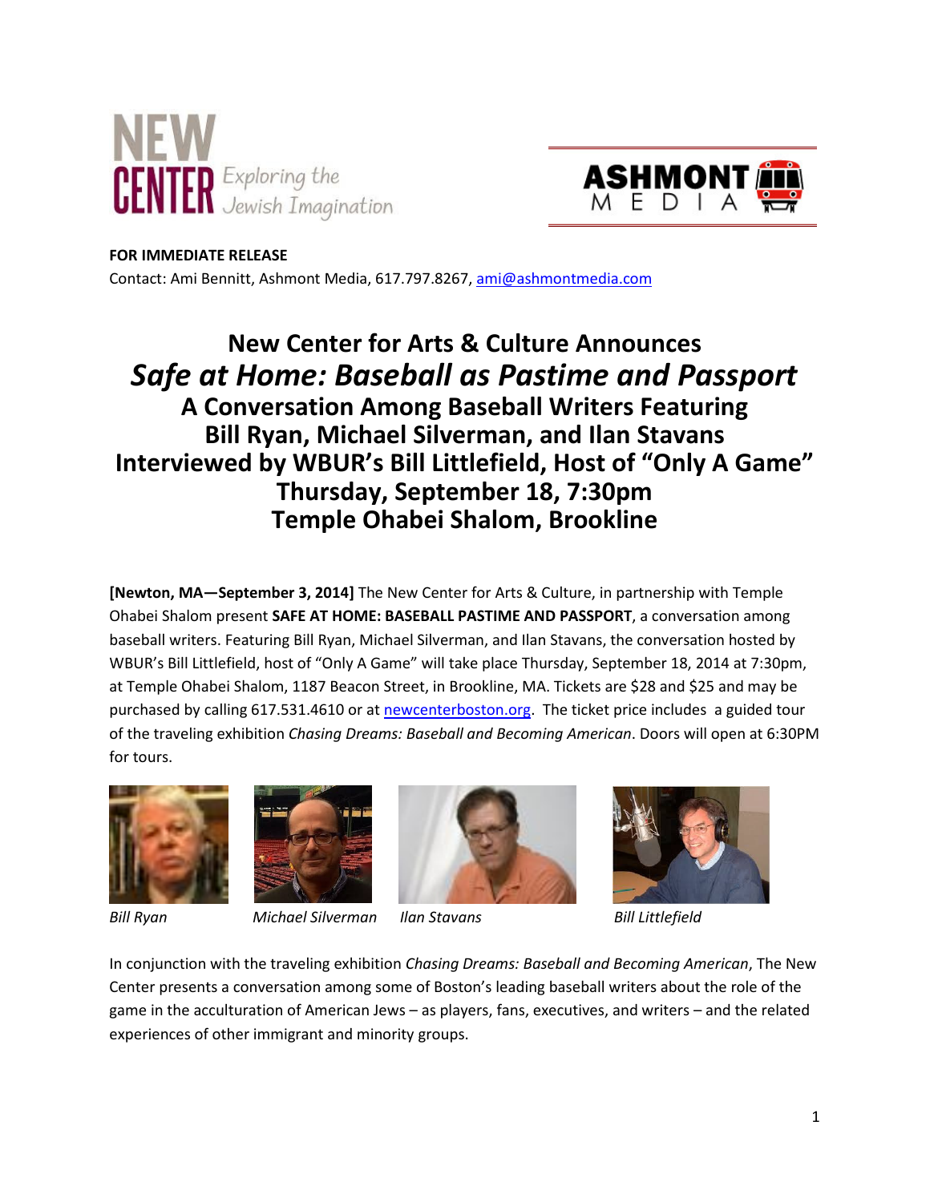NEW CENTER Exploring the Jewish Imagination

ASHMONT MEDIA

**FOR IMMEDIATE RELEASE**
Contact: Ami Bennitt, Ashmont Media, 617.797.8267, ami@ashmontmedia.com

# New Center for Arts & Culture Announces
# *Safe at Home: Baseball as Pastime and Passport*
## A Conversation Among Baseball Writers Featuring
## Bill Ryan, Michael Silverman, and Ilan Stavans
## Interviewed by WBUR's Bill Littlefield, Host of "Only A Game"
## Thursday, September 18, 7:30pm
## Temple Ohabei Shalom, Brookline

**[Newton, MA—September 3, 2014]** The New Center for Arts & Culture, in partnership with Temple Ohabei Shalom present **SAFE AT HOME: BASEBALL PASTIME AND PASSPORT**, a conversation among baseball writers. Featuring Bill Ryan, Michael Silverman, and Ilan Stavans, the conversation hosted by WBUR's Bill Littlefield, host of "Only A Game" will take place Thursday, September 18, 2014 at 7:30pm, at Temple Ohabei Shalom, 1187 Beacon Street, in Brookline, MA. Tickets are $28 and $25 and may be purchased by calling 617.531.4610 or at newcenterboston.org. The ticket price includes a guided tour of the traveling exhibition *Chasing Dreams: Baseball and Becoming American*. Doors will open at 6:30PM for tours.

*Bill Ryan* *Michael Silverman* *Ilan Stavans* *Bill Littlefield*

In conjunction with the traveling exhibition *Chasing Dreams: Baseball and Becoming American*, The New Center presents a conversation among some of Boston's leading baseball writers about the role of the game in the acculturation of American Jews – as players, fans, executives, and writers – and the related experiences of other immigrant and minority groups.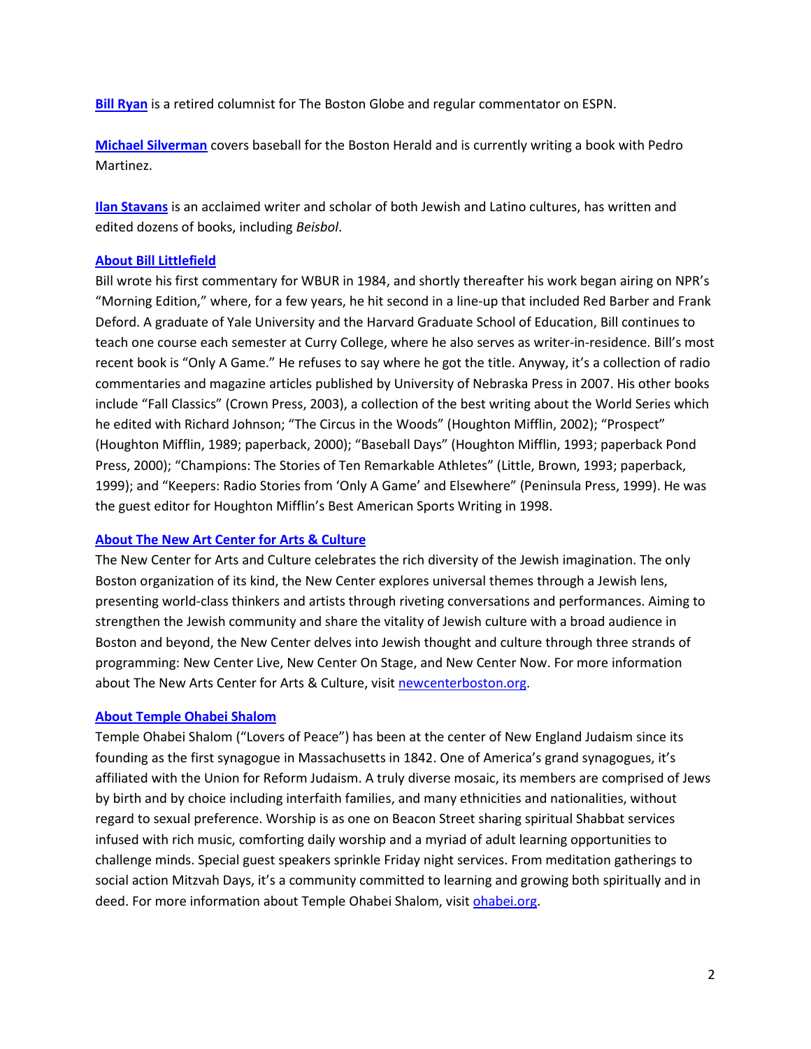**Bill Ryan** is a retired columnist for The Boston Globe and regular commentator on ESPN.

**Michael Silverman** covers baseball for the Boston Herald and is currently writing a book with Pedro Martinez.

**Ilan Stavans** is an acclaimed writer and scholar of both Jewish and Latino cultures, has written and edited dozens of books, including *Beisbol*.

**About Bill Littlefield**

Bill wrote his first commentary for WBUR in 1984, and shortly thereafter his work began airing on NPR's "Morning Edition," where, for a few years, he hit second in a line-up that included Red Barber and Frank Deford. A graduate of Yale University and the Harvard Graduate School of Education, Bill continues to teach one course each semester at Curry College, where he also serves as writer-in-residence. Bill's most recent book is "Only A Game." He refuses to say where he got the title. Anyway, it's a collection of radio commentaries and magazine articles published by University of Nebraska Press in 2007. His other books include "Fall Classics" (Crown Press, 2003), a collection of the best writing about the World Series which he edited with Richard Johnson; "The Circus in the Woods" (Houghton Mifflin, 2002); "Prospect" (Houghton Mifflin, 1989; paperback, 2000); "Baseball Days" (Houghton Mifflin, 1993; paperback Pond Press, 2000); "Champions: The Stories of Ten Remarkable Athletes" (Little, Brown, 1993; paperback, 1999); and "Keepers: Radio Stories from 'Only A Game' and Elsewhere" (Peninsula Press, 1999). He was the guest editor for Houghton Mifflin's Best American Sports Writing in 1998.

**About The New Art Center for Arts & Culture**

The New Center for Arts and Culture celebrates the rich diversity of the Jewish imagination. The only Boston organization of its kind, the New Center explores universal themes through a Jewish lens, presenting world-class thinkers and artists through riveting conversations and performances. Aiming to strengthen the Jewish community and share the vitality of Jewish culture with a broad audience in Boston and beyond, the New Center delves into Jewish thought and culture through three strands of programming: New Center Live, New Center On Stage, and New Center Now. For more information about The New Arts Center for Arts & Culture, visit newcenterboston.org.

**About Temple Ohabei Shalom**

Temple Ohabei Shalom ("Lovers of Peace") has been at the center of New England Judaism since its founding as the first synagogue in Massachusetts in 1842. One of America's grand synagogues, it's affiliated with the Union for Reform Judaism. A truly diverse mosaic, its members are comprised of Jews by birth and by choice including interfaith families, and many ethnicities and nationalities, without regard to sexual preference. Worship is as one on Beacon Street sharing spiritual Shabbat services infused with rich music, comforting daily worship and a myriad of adult learning opportunities to challenge minds. Special guest speakers sprinkle Friday night services. From meditation gatherings to social action Mitzvah Days, it's a community committed to learning and growing both spiritually and in deed. For more information about Temple Ohabei Shalom, visit ohabei.org.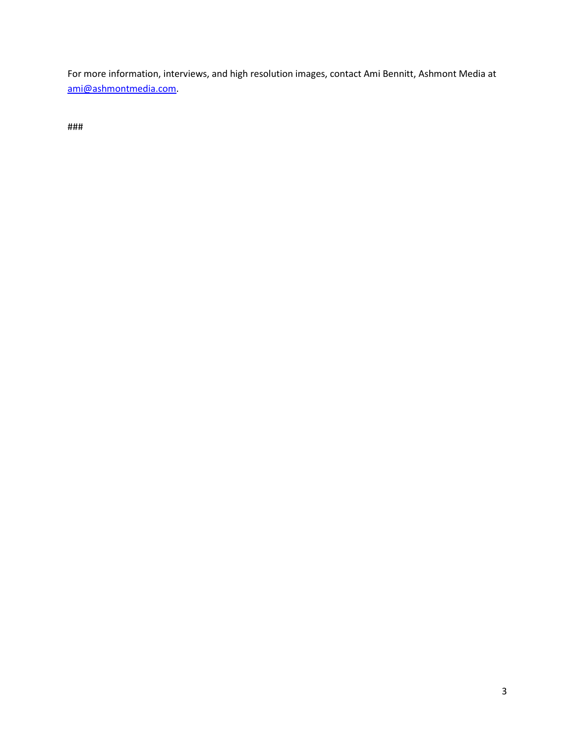For more information, interviews, and high resolution images, contact Ami Bennitt, Ashmont Media at ami@ashmontmedia.com.

###